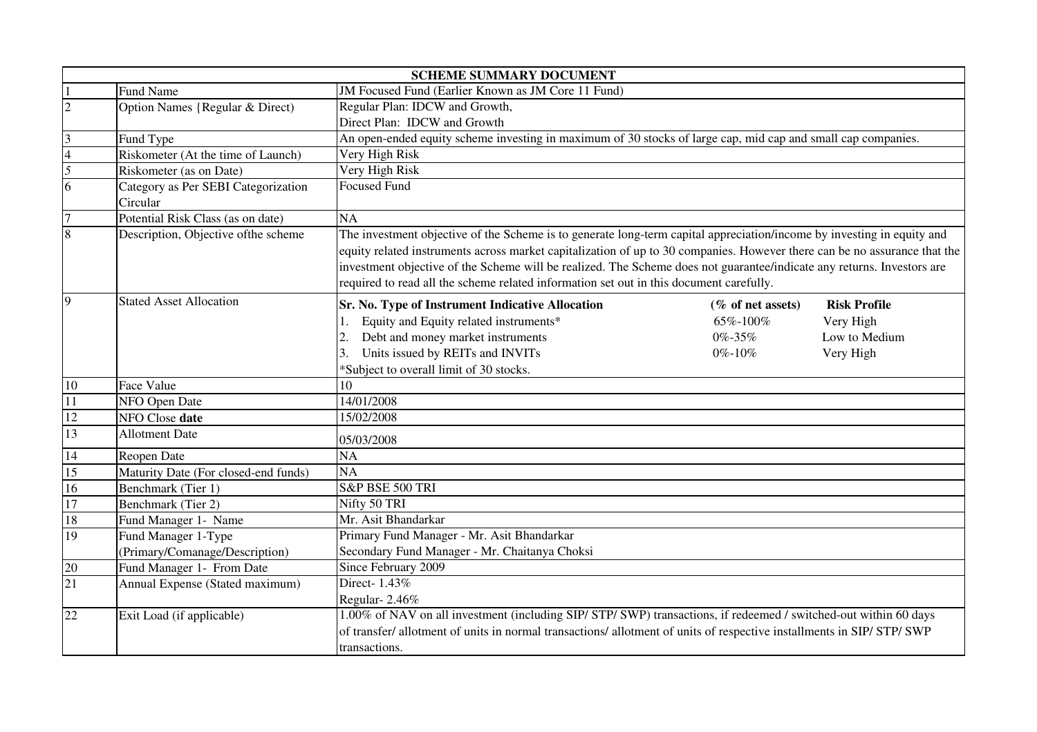| SCHEME SUMMARY DOCUMENT | | |
|---|---|---|
| 1 | Fund Name | JM Focused Fund (Earlier Known as JM Core 11 Fund) |
| 2 | Option Names {Regular & Direct) | Regular Plan: IDCW and Growth,<br>Direct Plan: IDCW and Growth |
| 3 | Fund Type | An open-ended equity scheme investing in maximum of 30 stocks of large cap, mid cap and small cap companies. |
| 4 | Riskometer (At the time of Launch) | Very High Risk |
| 5 | Riskometer (as on Date) | Very High Risk |
| 6 | Category as Per SEBI Categorization Circular | Focused Fund |
| 7 | Potential Risk Class (as on date) | NA |
| 8 | Description, Objective ofthe scheme | The investment objective of the Scheme is to generate long-term capital appreciation/income by investing in equity and equity related instruments across market capitalization of up to 30 companies. However there can be no assurance that the investment objective of the Scheme will be realized. The Scheme does not guarantee/indicate any returns. Investors are required to read all the scheme related information set out in this document carefully. |
| 9 | Stated Asset Allocation | **Sr. No. Type of Instrument Indicative Allocation** **(% of net assets)** **Risk Profile**<br>1. Equity and Equity related instruments* 65%-100% Very High<br>2. Debt and money market instruments 0%-35% Low to Medium<br>3. Units issued by REITs and INVITs 0%-10% Very High<br>*Subject to overall limit of 30 stocks. |
| 10 | Face Value | 10 |
| 11 | NFO Open Date | 14/01/2008 |
| 12 | NFO Close **date** | 15/02/2008 |
| 13 | Allotment Date | 05/03/2008 |
| 14 | Reopen Date | NA |
| 15 | Maturity Date (For closed-end funds) | NA |
| 16 | Benchmark (Tier 1) | S&P BSE 500 TRI |
| 17 | Benchmark (Tier 2) | Nifty 50 TRI |
| 18 | Fund Manager 1- Name | Mr. Asit Bhandarkar |
| 19 | Fund Manager 1-Type (Primary/Comanage/Description) | Primary Fund Manager - Mr. Asit Bhandarkar<br>Secondary Fund Manager - Mr. Chaitanya Choksi |
| 20 | Fund Manager 1- From Date | Since February 2009 |
| 21 | Annual Expense (Stated maximum) | Direct- 1.43%<br>Regular- 2.46% |
| 22 | Exit Load (if applicable) | 1.00% of NAV on all investment (including SIP/ STP/ SWP) transactions, if redeemed / switched-out within 60 days of transfer/ allotment of units in normal transactions/ allotment of units of respective installments in SIP/ STP/ SWP transactions. |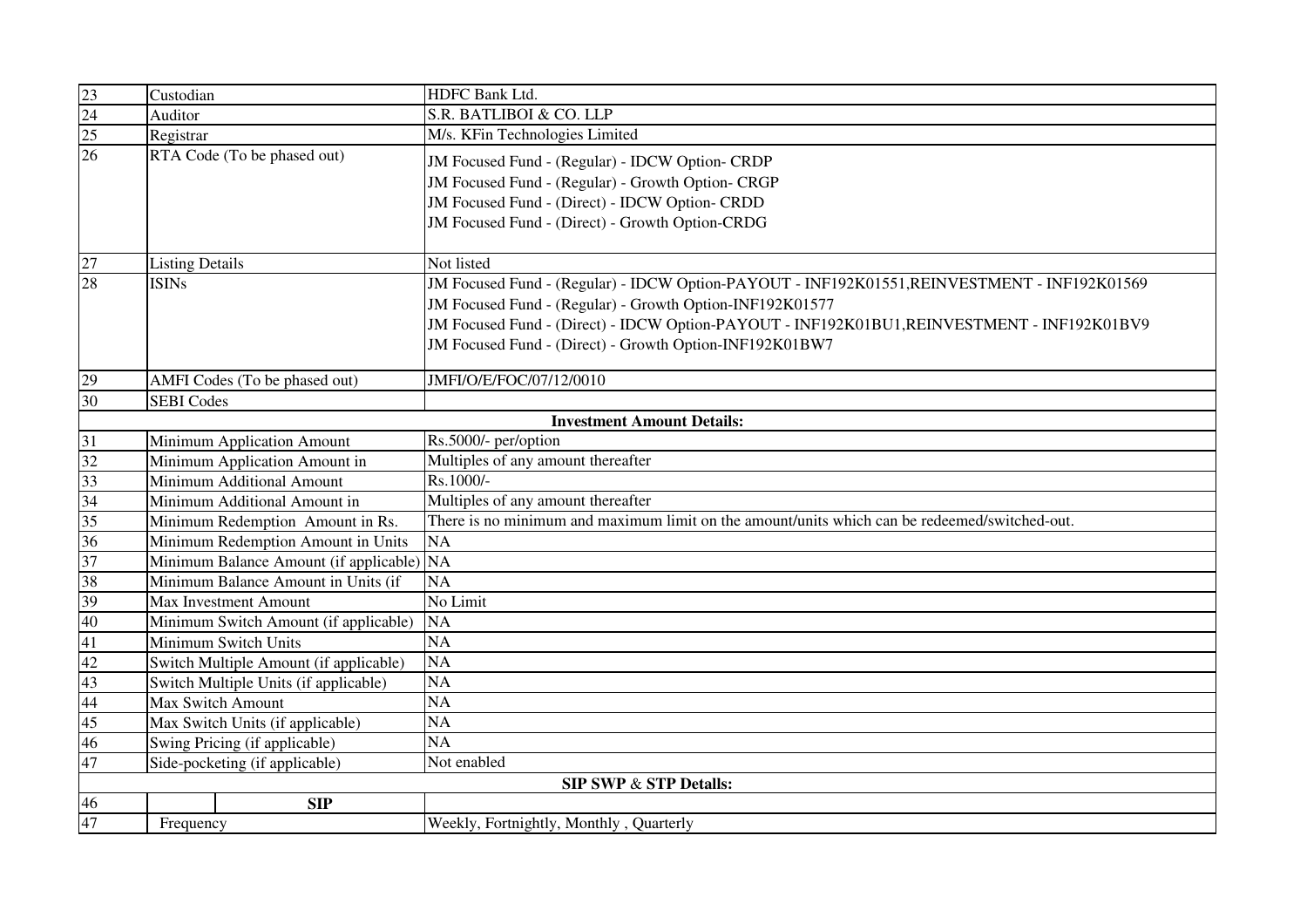| | | |
|---|---|---|
| 23 | Custodian | HDFC Bank Ltd. |
| 24 | Auditor | S.R. BATLIBOI & CO. LLP |
| 25 | Registrar | M/s. KFin Technologies Limited |
| 26 | RTA Code (To be phased out) | JM Focused Fund - (Regular) - IDCW Option- CRDP<br>JM Focused Fund - (Regular) - Growth Option- CRGP<br>JM Focused Fund - (Direct) - IDCW Option- CRDD<br>JM Focused Fund - (Direct) - Growth Option-CRDG |
| 27 | Listing Details | Not listed |
| 28 | ISINs | JM Focused Fund - (Regular) - IDCW Option-PAYOUT - INF192K01551,REINVESTMENT - INF192K01569<br>JM Focused Fund - (Regular) - Growth Option-INF192K01577<br>JM Focused Fund - (Direct) - IDCW Option-PAYOUT - INF192K01BU1,REINVESTMENT - INF192K01BV9<br>JM Focused Fund - (Direct) - Growth Option-INF192K01BW7 |
| 29 | AMFI Codes (To be phased out) | JMFI/O/E/FOC/07/12/0010 |
| 30 | SEBI Codes | |
| | **Investment Amount Details:** | |
| 31 | Minimum Application Amount | Rs.5000/- per/option |
| 32 | Minimum Application Amount in | Multiples of any amount thereafter |
| 33 | Minimum Additional Amount | Rs.1000/- |
| 34 | Minimum Additional Amount in | Multiples of any amount thereafter |
| 35 | Minimum Redemption Amount in Rs. | There is no minimum and maximum limit on the amount/units which can be redeemed/switched-out. |
| 36 | Minimum Redemption Amount in Units | NA |
| 37 | Minimum Balance Amount (if applicable) | NA |
| 38 | Minimum Balance Amount in Units (if | NA |
| 39 | Max Investment Amount | No Limit |
| 40 | Minimum Switch Amount (if applicable) | NA |
| 41 | Minimum Switch Units | NA |
| 42 | Switch Multiple Amount (if applicable) | NA |
| 43 | Switch Multiple Units (if applicable) | NA |
| 44 | Max Switch Amount | NA |
| 45 | Max Switch Units (if applicable) | NA |
| 46 | Swing Pricing (if applicable) | NA |
| 47 | Side-pocketing (if applicable) | Not enabled |
| | **SIP SWP & STP Details:** | |
| 46 | **SIP** | |
| 47 | Frequency | Weekly, Fortnightly, Monthly , Quarterly |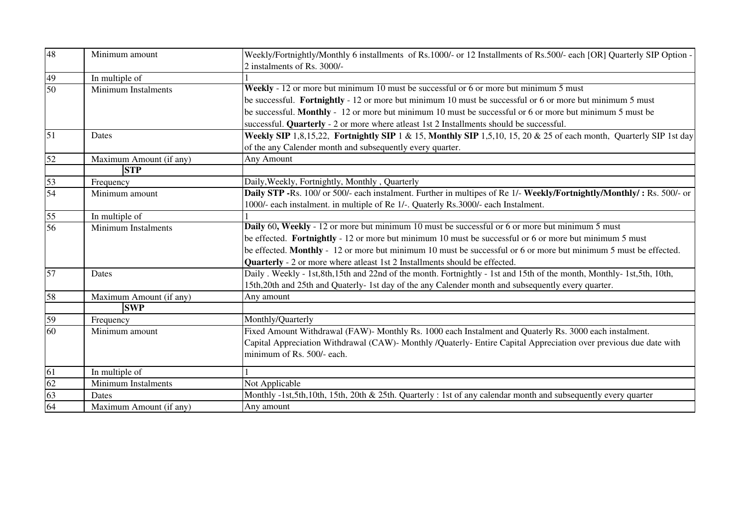| | | |
|---|---|---|
| 48 | Minimum amount | Weekly/Fortnightly/Monthly 6 installments of Rs.1000/- or 12 Installments of Rs.500/- each [OR] Quarterly SIP Option - 2 instalments of Rs. 3000/- |
| 49 | In multiple of | 1 |
| 50 | Minimum Instalments | **Weekly** - 12 or more but minimum 10 must be successful or 6 or more but minimum 5 must be successful. **Fortnightly** - 12 or more but minimum 10 must be successful or 6 or more but minimum 5 must be successful. **Monthly** - 12 or more but minimum 10 must be successful or 6 or more but minimum 5 must be successful. **Quarterly** - 2 or more where atleast 1st 2 Installments should be successful. |
| 51 | Dates | **Weekly SIP** 1,8,15,22, **Fortnightly SIP** 1 & 15, **Monthly SIP** 1,5,10, 15, 20 & 25 of each month, Quarterly SIP 1st day of the any Calender month and subsequently every quarter. |
| 52 | Maximum Amount (if any) | Any Amount |
| | **STP** | |
| 53 | Frequency | Daily,Weekly, Fortnightly, Monthly , Quarterly |
| 54 | Minimum amount | **Daily STP -**Rs. 100/ or 500/- each instalment. Further in multipes of Re 1/- **Weekly/Fortnightly/Monthly/ :** Rs. 500/- or 1000/- each instalment. in multiple of Re 1/-. Quaterly Rs.3000/- each Instalment. |
| 55 | In multiple of | 1 |
| 56 | Minimum Instalments | **Daily** 60**, Weekly** - 12 or more but minimum 10 must be successful or 6 or more but minimum 5 must be effected. **Fortnightly** - 12 or more but minimum 10 must be successful or 6 or more but minimum 5 must be effected. **Monthly** - 12 or more but minimum 10 must be successful or 6 or more but minimum 5 must be effected. **Quarterly** - 2 or more where atleast 1st 2 Installments should be effected. |
| 57 | Dates | Daily . Weekly - 1st,8th,15th and 22nd of the month. Fortnightly - 1st and 15th of the month, Monthly- 1st,5th, 10th, 15th,20th and 25th and Quaterly- 1st day of the any Calender month and subsequently every quarter. |
| 58 | Maximum Amount (if any) | Any amount |
| | **SWP** | |
| 59 | Frequency | Monthly/Quarterly |
| 60 | Minimum amount | Fixed Amount Withdrawal (FAW)- Monthly Rs. 1000 each Instalment and Quaterly Rs. 3000 each instalment. Capital Appreciation Withdrawal (CAW)- Monthly /Quaterly- Entire Capital Appreciation over previous due date with minimum of Rs. 500/- each. |
| 61 | In multiple of | 1 |
| 62 | Minimum Instalments | Not Applicable |
| 63 | Dates | Monthly -1st,5th,10th, 15th, 20th & 25th. Quarterly : 1st of any calendar month and subsequently every quarter |
| 64 | Maximum Amount (if any) | Any amount |